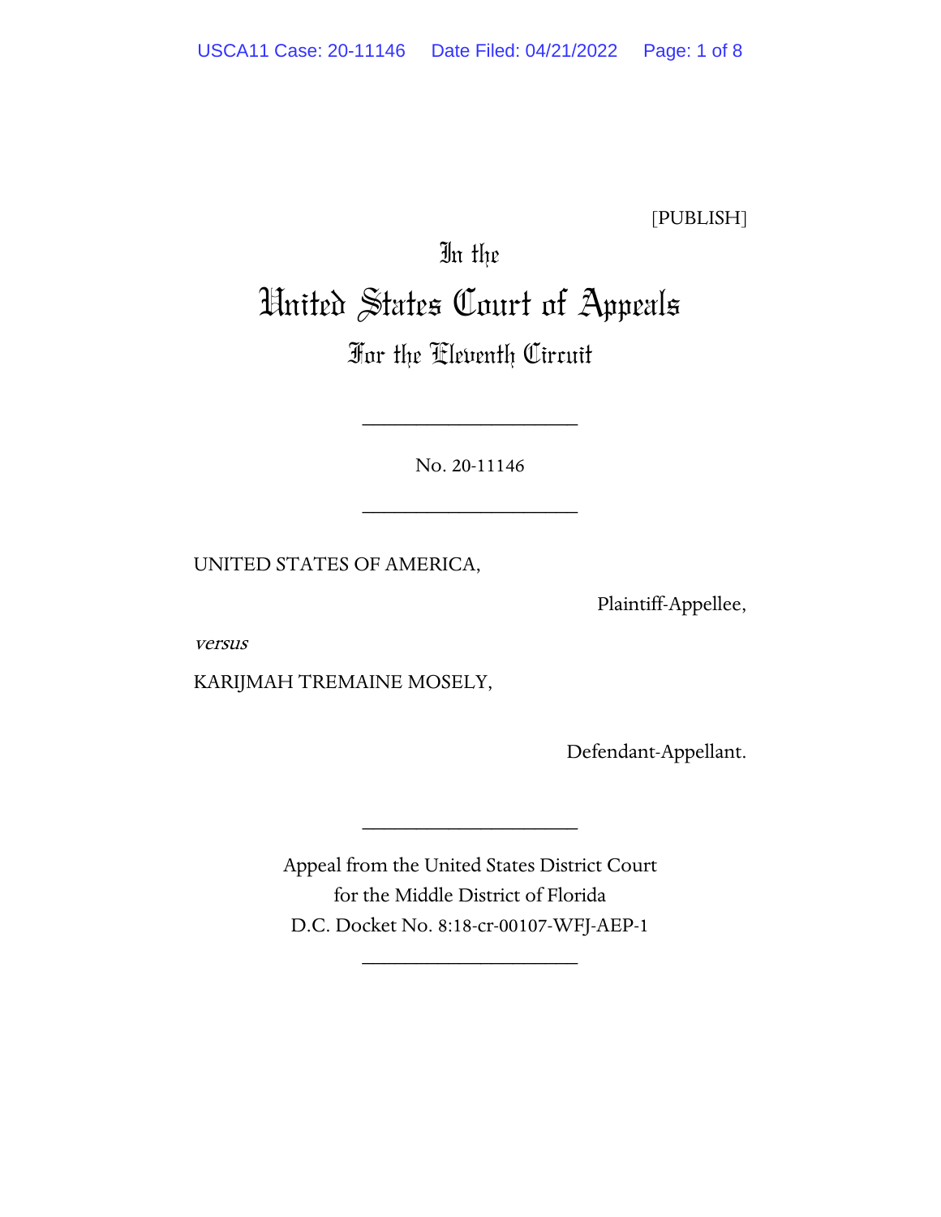[PUBLISH]

# In the
# United States Court of Appeals
## For the Eleventh Circuit

____________________

No. 20-11146

____________________

UNITED STATES OF AMERICA,

Plaintiff-Appellee,

*versus*

KARIJMAH TREMAINE MOSELY,

Defendant-Appellant.

____________________

Appeal from the United States District Court
for the Middle District of Florida
D.C. Docket No. 8:18-cr-00107-WFJ-AEP-1

____________________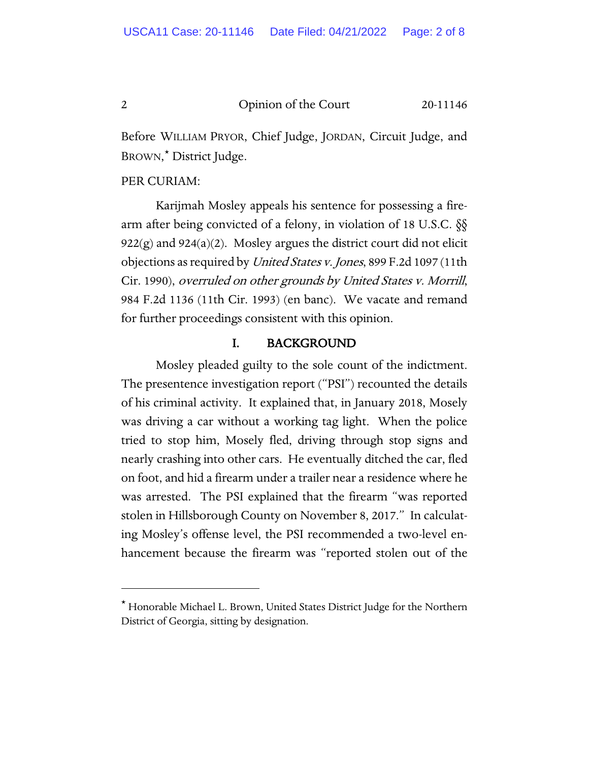Before WILLIAM PRYOR, Chief Judge, JORDAN, Circuit Judge, and BROWN,* District Judge.

PER CURIAM:

Karijmah Mosley appeals his sentence for possessing a firearm after being convicted of a felony, in violation of 18 U.S.C. §§ 922(g) and 924(a)(2). Mosley argues the district court did not elicit objections as required by *United States v. Jones*, 899 F.2d 1097 (11th Cir. 1990), *overruled on other grounds by United States v. Morrill*, 984 F.2d 1136 (11th Cir. 1993) (en banc). We vacate and remand for further proceedings consistent with this opinion.

## I. BACKGROUND

Mosley pleaded guilty to the sole count of the indictment. The presentence investigation report ("PSI") recounted the details of his criminal activity. It explained that, in January 2018, Mosely was driving a car without a working tag light. When the police tried to stop him, Mosely fled, driving through stop signs and nearly crashing into other cars. He eventually ditched the car, fled on foot, and hid a firearm under a trailer near a residence where he was arrested. The PSI explained that the firearm "was reported stolen in Hillsborough County on November 8, 2017." In calculating Mosley's offense level, the PSI recommended a two-level enhancement because the firearm was "reported stolen out of the

---

* Honorable Michael L. Brown, United States District Judge for the Northern District of Georgia, sitting by designation.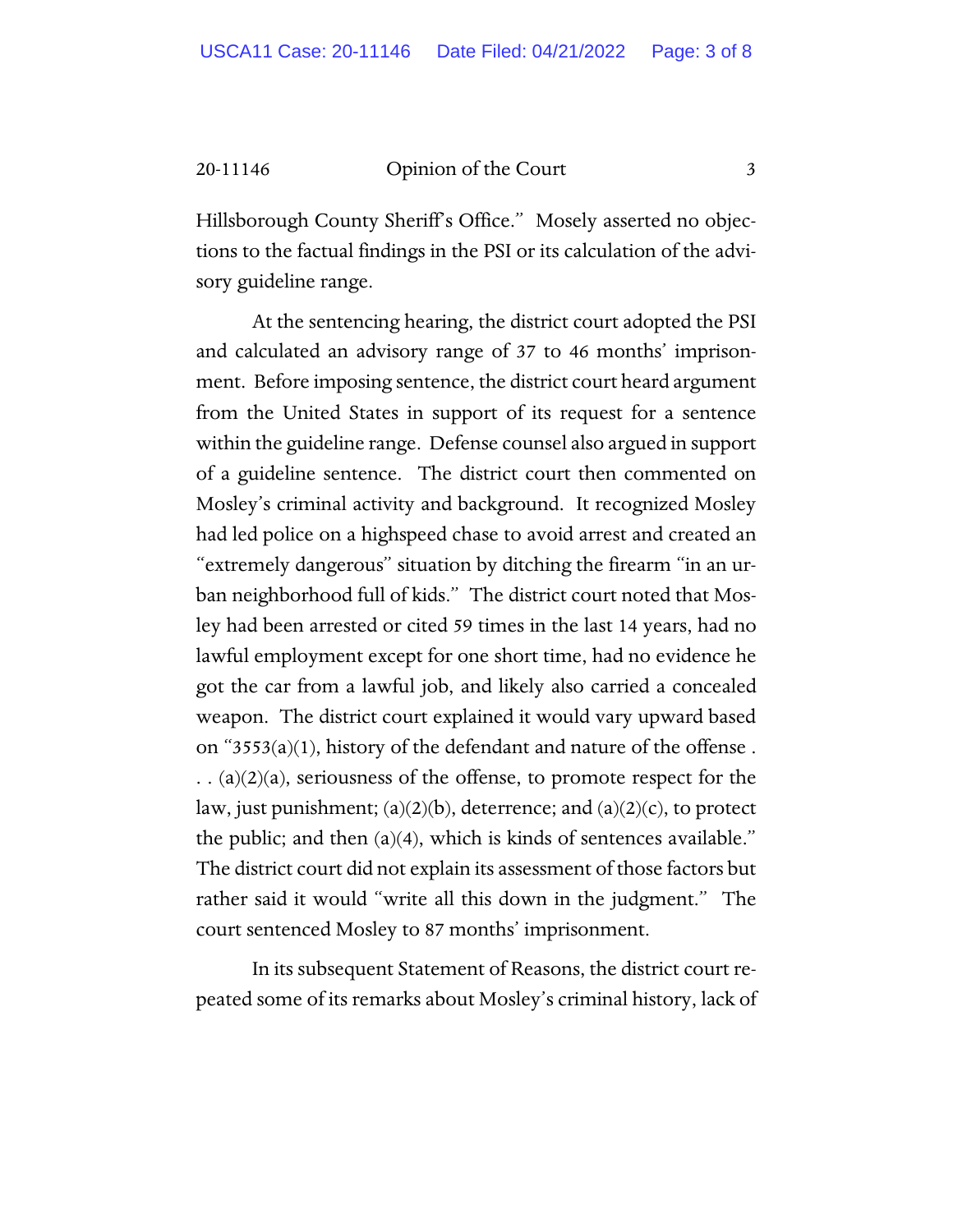Hillsborough County Sheriff's Office." Mosely asserted no objections to the factual findings in the PSI or its calculation of the advisory guideline range.

At the sentencing hearing, the district court adopted the PSI and calculated an advisory range of 37 to 46 months' imprisonment. Before imposing sentence, the district court heard argument from the United States in support of its request for a sentence within the guideline range. Defense counsel also argued in support of a guideline sentence. The district court then commented on Mosley's criminal activity and background. It recognized Mosley had led police on a highspeed chase to avoid arrest and created an "extremely dangerous" situation by ditching the firearm "in an urban neighborhood full of kids." The district court noted that Mosley had been arrested or cited 59 times in the last 14 years, had no lawful employment except for one short time, had no evidence he got the car from a lawful job, and likely also carried a concealed weapon. The district court explained it would vary upward based on "3553(a)(1), history of the defendant and nature of the offense . . . (a)(2)(a), seriousness of the offense, to promote respect for the law, just punishment; (a)(2)(b), deterrence; and (a)(2)(c), to protect the public; and then (a)(4), which is kinds of sentences available." The district court did not explain its assessment of those factors but rather said it would "write all this down in the judgment." The court sentenced Mosley to 87 months' imprisonment.

In its subsequent Statement of Reasons, the district court repeated some of its remarks about Mosley's criminal history, lack of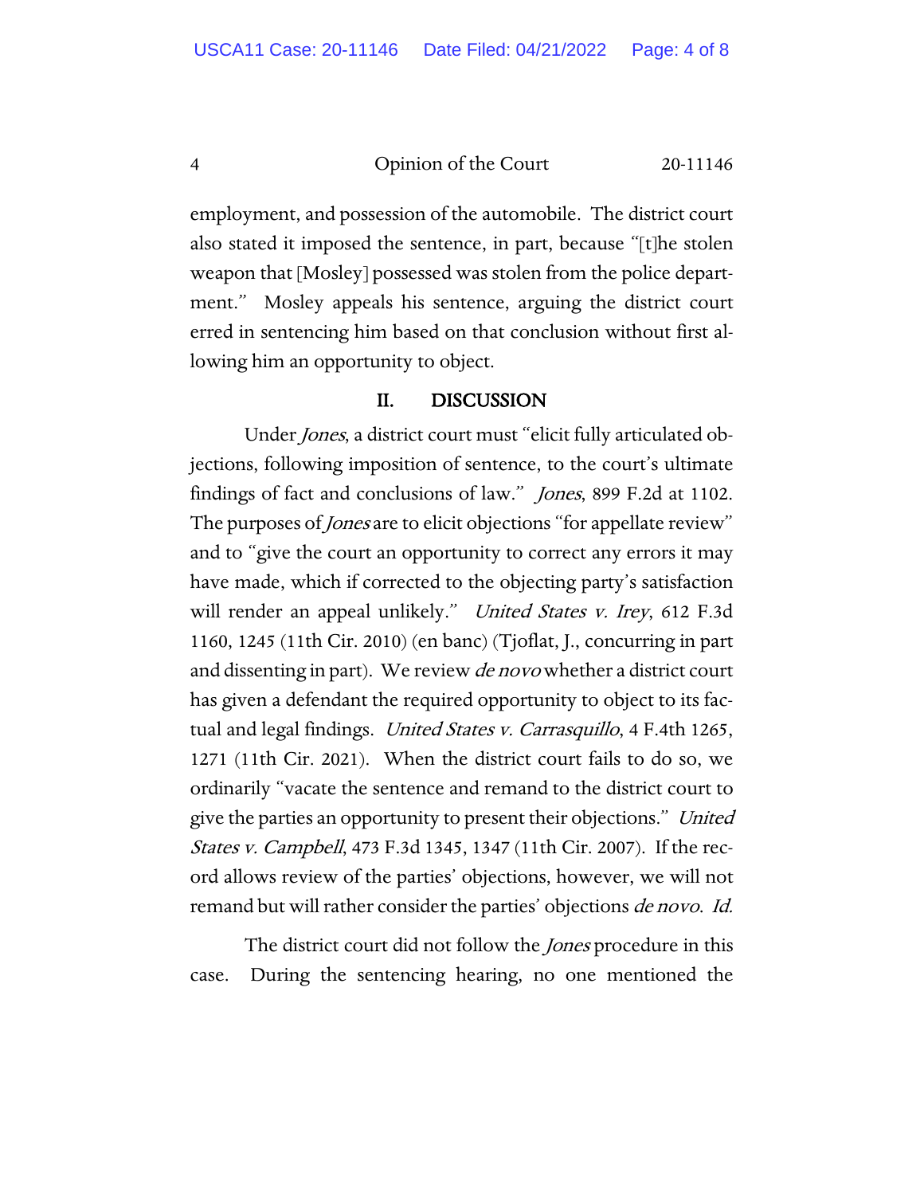employment, and possession of the automobile. The district court also stated it imposed the sentence, in part, because "[t]he stolen weapon that [Mosley] possessed was stolen from the police department." Mosley appeals his sentence, arguing the district court erred in sentencing him based on that conclusion without first allowing him an opportunity to object.

## II. DISCUSSION

Under *Jones*, a district court must "elicit fully articulated objections, following imposition of sentence, to the court's ultimate findings of fact and conclusions of law." *Jones*, 899 F.2d at 1102. The purposes of *Jones* are to elicit objections "for appellate review" and to "give the court an opportunity to correct any errors it may have made, which if corrected to the objecting party's satisfaction will render an appeal unlikely." *United States v. Irey*, 612 F.3d 1160, 1245 (11th Cir. 2010) (en banc) (Tjoflat, J., concurring in part and dissenting in part). We review *de novo* whether a district court has given a defendant the required opportunity to object to its factual and legal findings. *United States v. Carrasquillo*, 4 F.4th 1265, 1271 (11th Cir. 2021). When the district court fails to do so, we ordinarily "vacate the sentence and remand to the district court to give the parties an opportunity to present their objections." *United States v. Campbell*, 473 F.3d 1345, 1347 (11th Cir. 2007). If the record allows review of the parties' objections, however, we will not remand but will rather consider the parties' objections *de novo*. *Id.*

The district court did not follow the *Jones* procedure in this case. During the sentencing hearing, no one mentioned the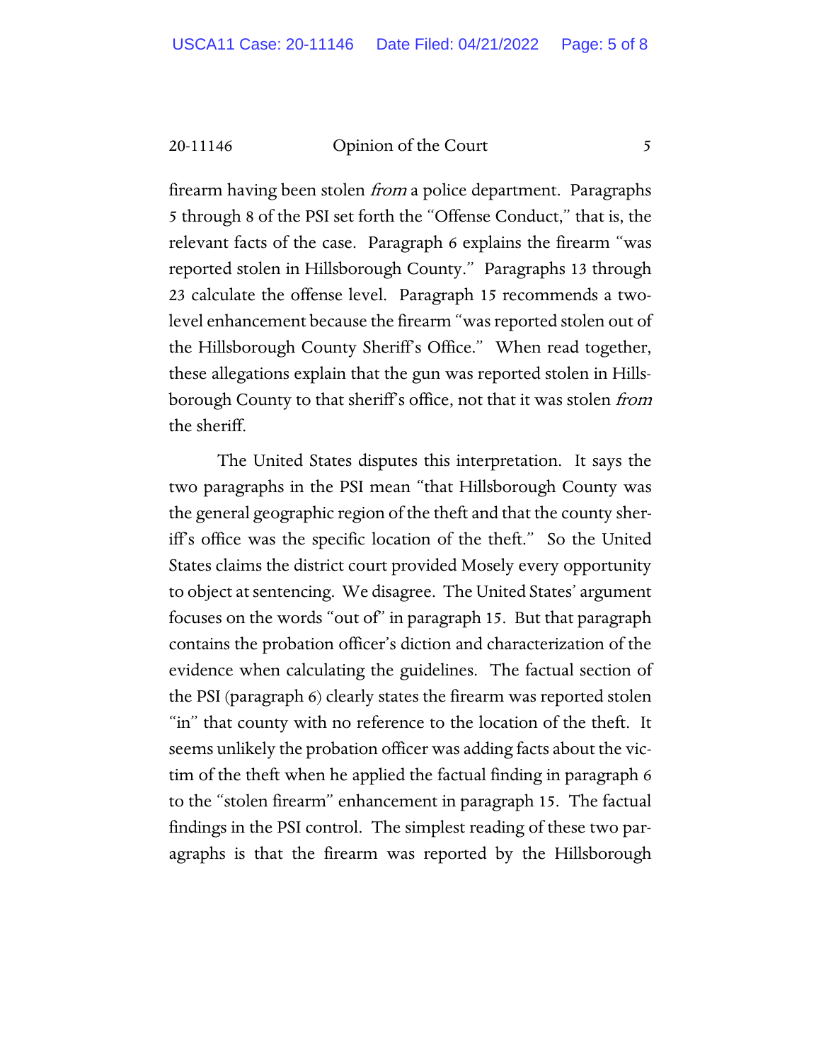firearm having been stolen *from* a police department. Paragraphs 5 through 8 of the PSI set forth the "Offense Conduct," that is, the relevant facts of the case. Paragraph 6 explains the firearm "was reported stolen in Hillsborough County." Paragraphs 13 through 23 calculate the offense level. Paragraph 15 recommends a two-level enhancement because the firearm "was reported stolen out of the Hillsborough County Sheriff's Office." When read together, these allegations explain that the gun was reported stolen in Hillsborough County to that sheriff's office, not that it was stolen *from* the sheriff.

The United States disputes this interpretation. It says the two paragraphs in the PSI mean "that Hillsborough County was the general geographic region of the theft and that the county sheriff's office was the specific location of the theft." So the United States claims the district court provided Mosely every opportunity to object at sentencing. We disagree. The United States' argument focuses on the words "out of" in paragraph 15. But that paragraph contains the probation officer's diction and characterization of the evidence when calculating the guidelines. The factual section of the PSI (paragraph 6) clearly states the firearm was reported stolen "in" that county with no reference to the location of the theft. It seems unlikely the probation officer was adding facts about the victim of the theft when he applied the factual finding in paragraph 6 to the "stolen firearm" enhancement in paragraph 15. The factual findings in the PSI control. The simplest reading of these two paragraphs is that the firearm was reported by the Hillsborough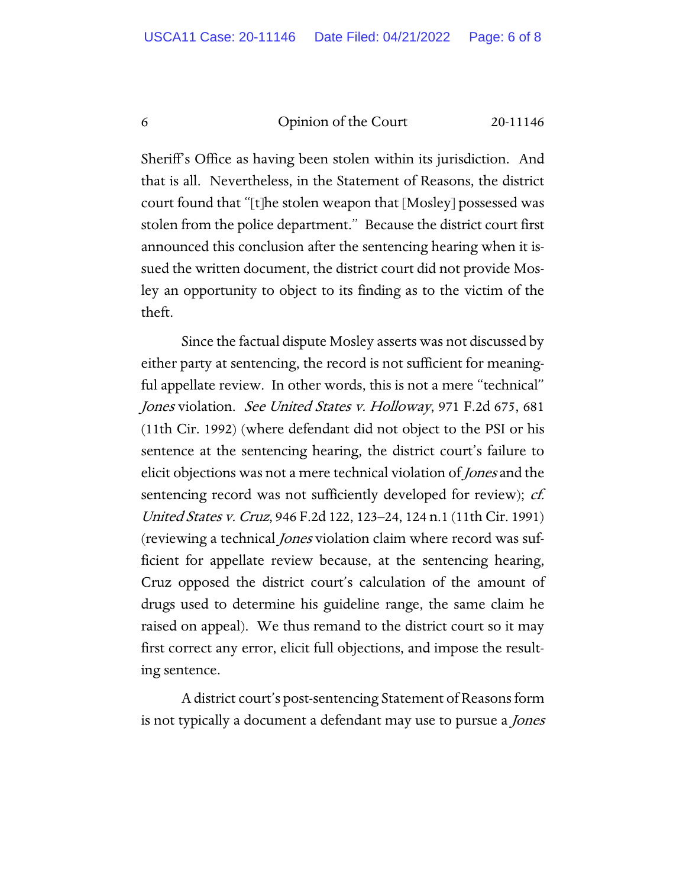Sheriff's Office as having been stolen within its jurisdiction. And that is all. Nevertheless, in the Statement of Reasons, the district court found that "[t]he stolen weapon that [Mosley] possessed was stolen from the police department." Because the district court first announced this conclusion after the sentencing hearing when it issued the written document, the district court did not provide Mosley an opportunity to object to its finding as to the victim of the theft.

Since the factual dispute Mosley asserts was not discussed by either party at sentencing, the record is not sufficient for meaningful appellate review. In other words, this is not a mere "technical" *Jones* violation. *See United States v. Holloway*, 971 F.2d 675, 681 (11th Cir. 1992) (where defendant did not object to the PSI or his sentence at the sentencing hearing, the district court's failure to elicit objections was not a mere technical violation of *Jones* and the sentencing record was not sufficiently developed for review); *cf. United States v. Cruz*, 946 F.2d 122, 123–24, 124 n.1 (11th Cir. 1991) (reviewing a technical *Jones* violation claim where record was sufficient for appellate review because, at the sentencing hearing, Cruz opposed the district court's calculation of the amount of drugs used to determine his guideline range, the same claim he raised on appeal). We thus remand to the district court so it may first correct any error, elicit full objections, and impose the resulting sentence.

A district court's post-sentencing Statement of Reasons form is not typically a document a defendant may use to pursue a *Jones*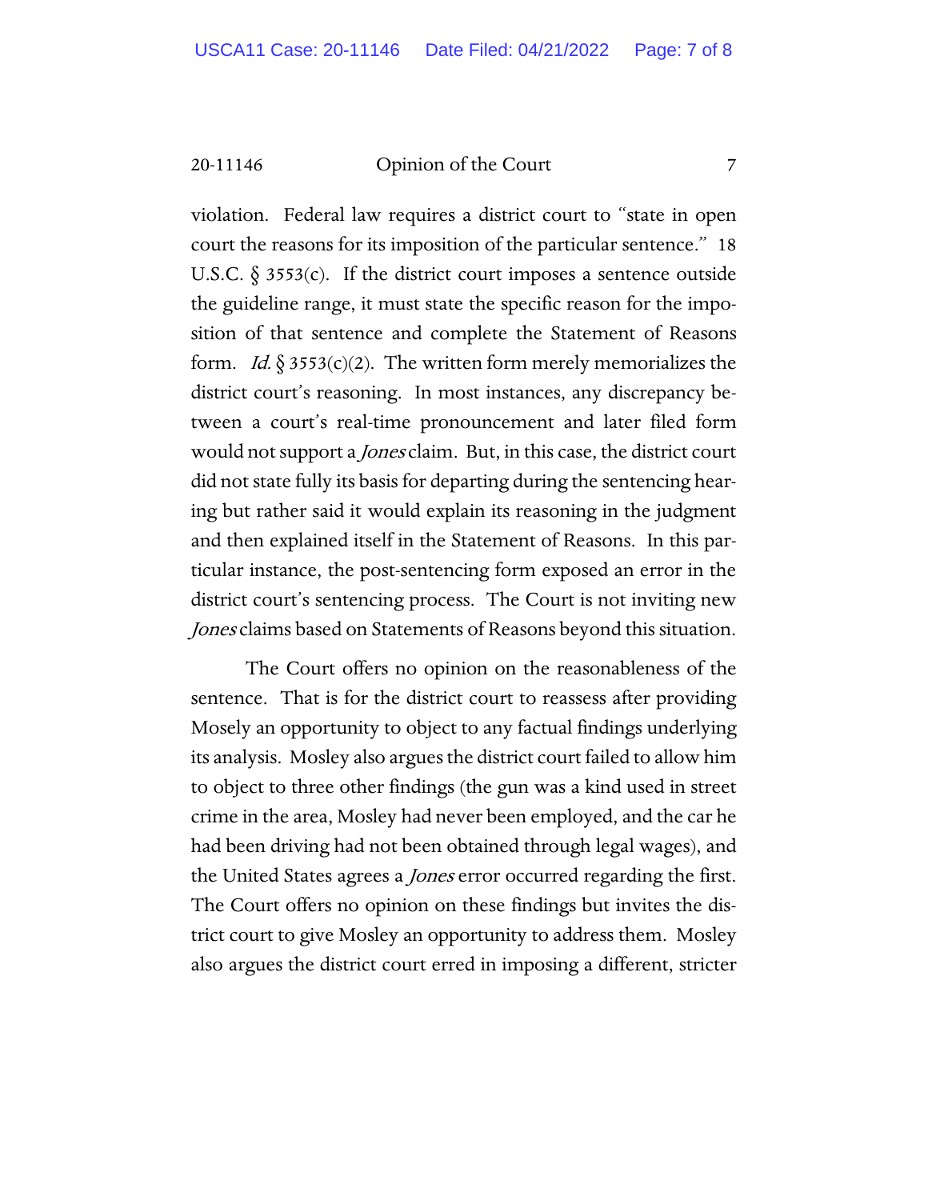violation. Federal law requires a district court to "state in open court the reasons for its imposition of the particular sentence." 18 U.S.C. § 3553(c). If the district court imposes a sentence outside the guideline range, it must state the specific reason for the imposition of that sentence and complete the Statement of Reasons form. *Id.* § 3553(c)(2). The written form merely memorializes the district court's reasoning. In most instances, any discrepancy between a court's real-time pronouncement and later filed form would not support a *Jones* claim. But, in this case, the district court did not state fully its basis for departing during the sentencing hearing but rather said it would explain its reasoning in the judgment and then explained itself in the Statement of Reasons. In this particular instance, the post-sentencing form exposed an error in the district court's sentencing process. The Court is not inviting new *Jones* claims based on Statements of Reasons beyond this situation.

The Court offers no opinion on the reasonableness of the sentence. That is for the district court to reassess after providing Mosely an opportunity to object to any factual findings underlying its analysis. Mosley also argues the district court failed to allow him to object to three other findings (the gun was a kind used in street crime in the area, Mosley had never been employed, and the car he had been driving had not been obtained through legal wages), and the United States agrees a *Jones* error occurred regarding the first. The Court offers no opinion on these findings but invites the district court to give Mosley an opportunity to address them. Mosley also argues the district court erred in imposing a different, stricter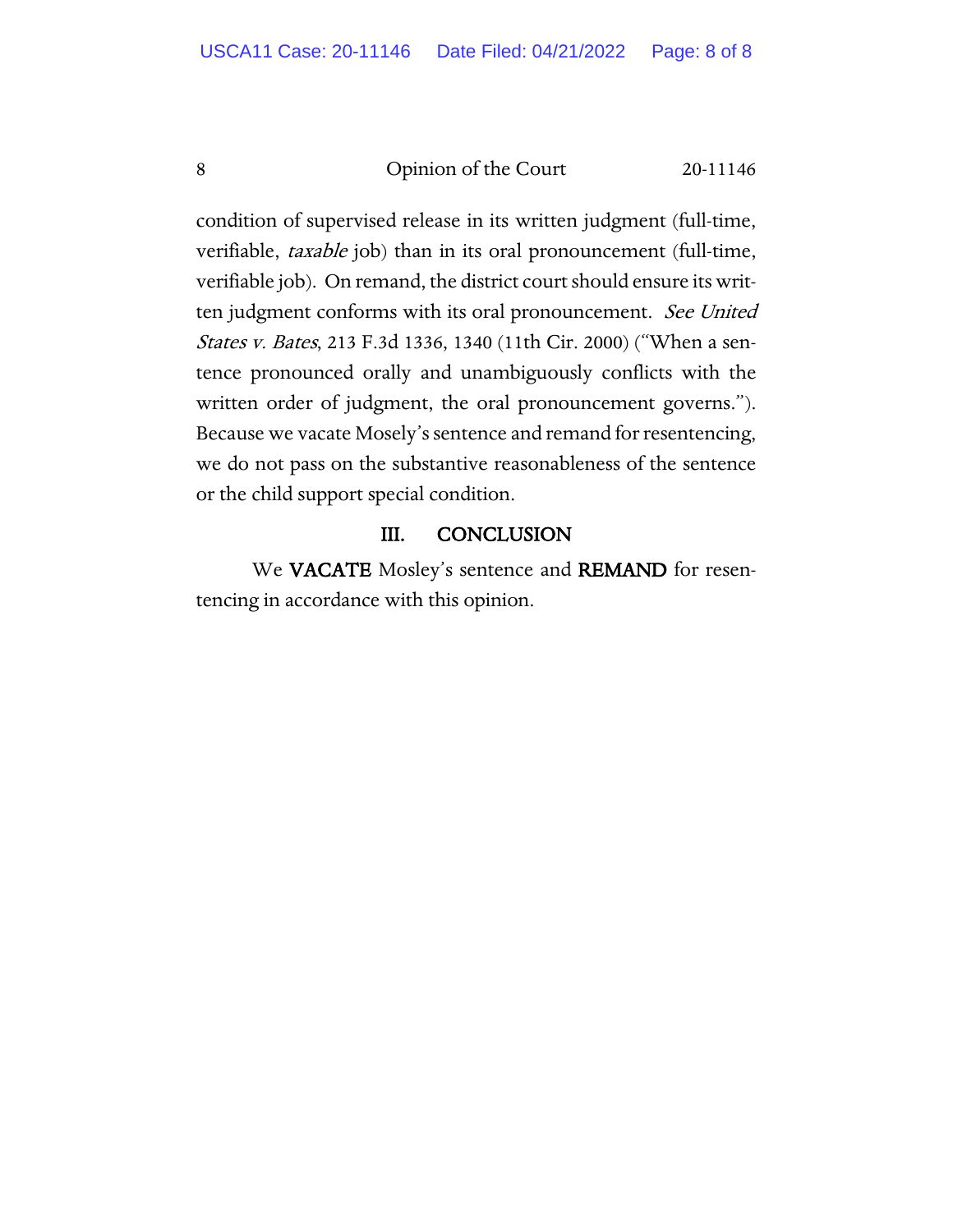condition of supervised release in its written judgment (full-time, verifiable, *taxable* job) than in its oral pronouncement (full-time, verifiable job). On remand, the district court should ensure its written judgment conforms with its oral pronouncement. *See United States v. Bates*, 213 F.3d 1336, 1340 (11th Cir. 2000) ("When a sentence pronounced orally and unambiguously conflicts with the written order of judgment, the oral pronouncement governs."). Because we vacate Mosely's sentence and remand for resentencing, we do not pass on the substantive reasonableness of the sentence or the child support special condition.

## III. CONCLUSION

We **VACATE** Mosley's sentence and **REMAND** for resentencing in accordance with this opinion.